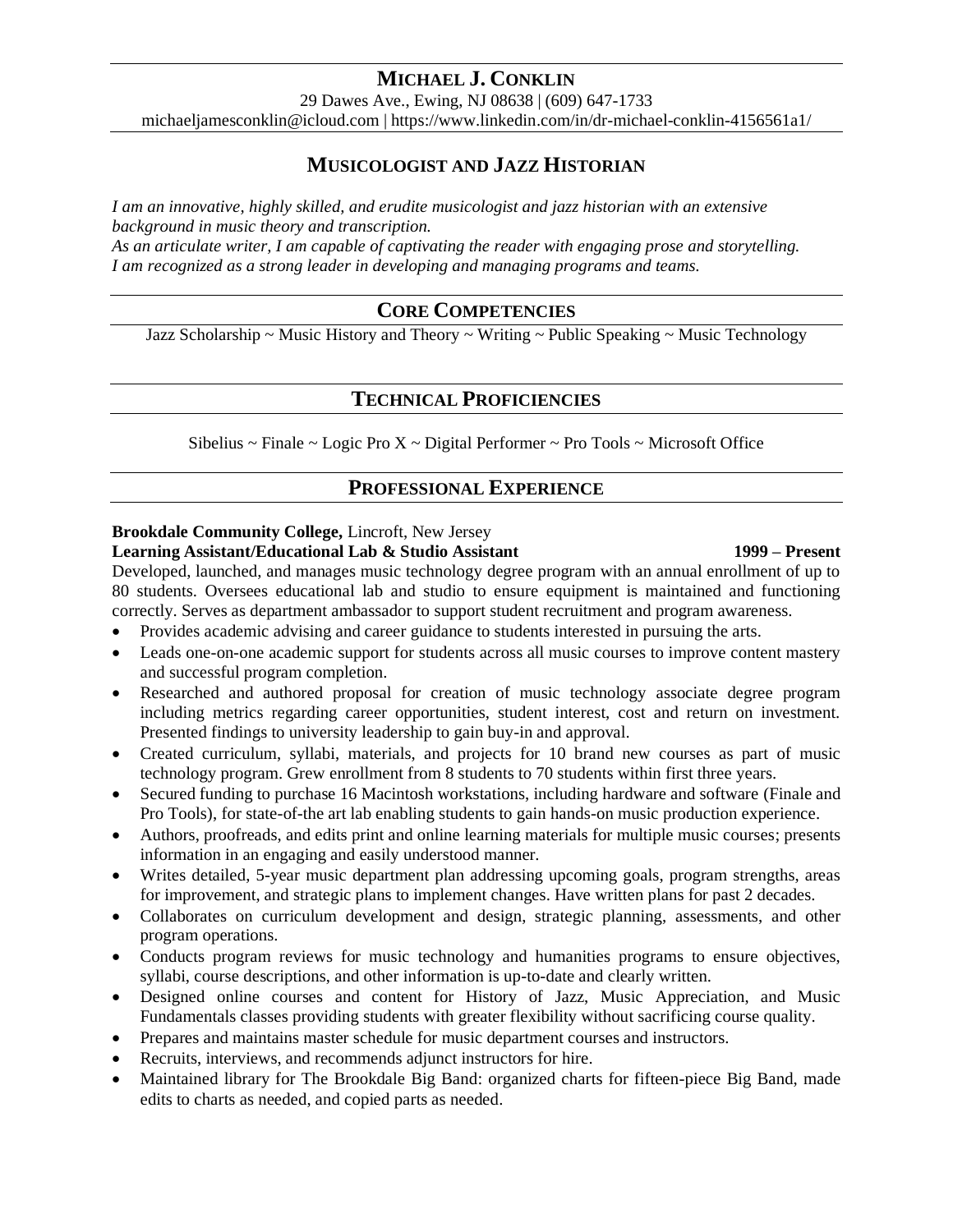# MICHAEL J. CONKLIN

29 Dawes Ave., Ewing, NJ 08638 | (609) 647-1733
michaeljamesconklin@icloud.com | https://www.linkedin.com/in/dr-michael-conklin-4156561a1/

## MUSICOLOGIST AND JAZZ HISTORIAN

*I am an innovative, highly skilled, and erudite musicologist and jazz historian with an extensive background in music theory and transcription.*
*As an articulate writer, I am capable of captivating the reader with engaging prose and storytelling.*
*I am recognized as a strong leader in developing and managing programs and teams.*

## CORE COMPETENCIES

Jazz Scholarship ~ Music History and Theory ~ Writing ~ Public Speaking ~ Music Technology

## TECHNICAL PROFICIENCIES

Sibelius ~ Finale ~ Logic Pro X ~ Digital Performer ~ Pro Tools ~ Microsoft Office

## PROFESSIONAL EXPERIENCE

**Brookdale Community College,** Lincroft, New Jersey
**Learning Assistant/Educational Lab & Studio Assistant** **1999 – Present**

Developed, launched, and manages music technology degree program with an annual enrollment of up to 80 students. Oversees educational lab and studio to ensure equipment is maintained and functioning correctly. Serves as department ambassador to support student recruitment and program awareness.

- Provides academic advising and career guidance to students interested in pursuing the arts.
- Leads one-on-one academic support for students across all music courses to improve content mastery and successful program completion.
- Researched and authored proposal for creation of music technology associate degree program including metrics regarding career opportunities, student interest, cost and return on investment. Presented findings to university leadership to gain buy-in and approval.
- Created curriculum, syllabi, materials, and projects for 10 brand new courses as part of music technology program. Grew enrollment from 8 students to 70 students within first three years.
- Secured funding to purchase 16 Macintosh workstations, including hardware and software (Finale and Pro Tools), for state-of-the art lab enabling students to gain hands-on music production experience.
- Authors, proofreads, and edits print and online learning materials for multiple music courses; presents information in an engaging and easily understood manner.
- Writes detailed, 5-year music department plan addressing upcoming goals, program strengths, areas for improvement, and strategic plans to implement changes. Have written plans for past 2 decades.
- Collaborates on curriculum development and design, strategic planning, assessments, and other program operations.
- Conducts program reviews for music technology and humanities programs to ensure objectives, syllabi, course descriptions, and other information is up-to-date and clearly written.
- Designed online courses and content for History of Jazz, Music Appreciation, and Music Fundamentals classes providing students with greater flexibility without sacrificing course quality.
- Prepares and maintains master schedule for music department courses and instructors.
- Recruits, interviews, and recommends adjunct instructors for hire.
- Maintained library for The Brookdale Big Band: organized charts for fifteen-piece Big Band, made edits to charts as needed, and copied parts as needed.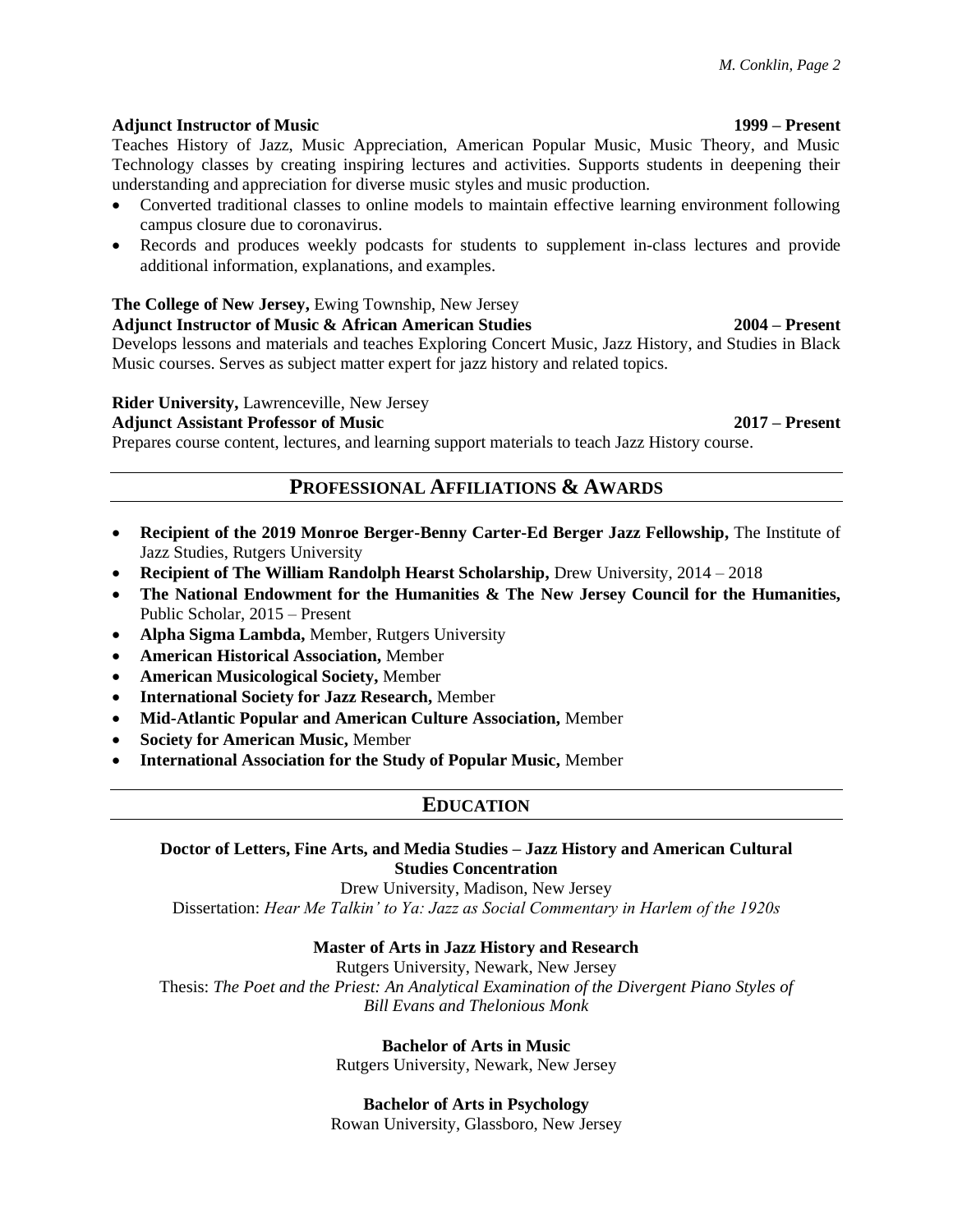**Adjunct Instructor of Music** **1999 – Present**

Teaches History of Jazz, Music Appreciation, American Popular Music, Music Theory, and Music Technology classes by creating inspiring lectures and activities. Supports students in deepening their understanding and appreciation for diverse music styles and music production.

- Converted traditional classes to online models to maintain effective learning environment following campus closure due to coronavirus.
- Records and produces weekly podcasts for students to supplement in-class lectures and provide additional information, explanations, and examples.

**The College of New Jersey,** Ewing Township, New Jersey
**Adjunct Instructor of Music & African American Studies** **2004 – Present**

Develops lessons and materials and teaches Exploring Concert Music, Jazz History, and Studies in Black Music courses. Serves as subject matter expert for jazz history and related topics.

**Rider University,** Lawrenceville, New Jersey
**Adjunct Assistant Professor of Music** **2017 – Present**

Prepares course content, lectures, and learning support materials to teach Jazz History course.

## PROFESSIONAL AFFILIATIONS & AWARDS

- **Recipient of the 2019 Monroe Berger-Benny Carter-Ed Berger Jazz Fellowship,** The Institute of Jazz Studies, Rutgers University
- **Recipient of The William Randolph Hearst Scholarship,** Drew University, 2014 – 2018
- **The National Endowment for the Humanities & The New Jersey Council for the Humanities,** Public Scholar, 2015 – Present
- **Alpha Sigma Lambda,** Member, Rutgers University
- **American Historical Association,** Member
- **American Musicological Society,** Member
- **International Society for Jazz Research,** Member
- **Mid-Atlantic Popular and American Culture Association,** Member
- **Society for American Music,** Member
- **International Association for the Study of Popular Music,** Member

## EDUCATION

**Doctor of Letters, Fine Arts, and Media Studies – Jazz History and American Cultural Studies Concentration**
Drew University, Madison, New Jersey
Dissertation: *Hear Me Talkin' to Ya: Jazz as Social Commentary in Harlem of the 1920s*

**Master of Arts in Jazz History and Research**
Rutgers University, Newark, New Jersey
Thesis: *The Poet and the Priest: An Analytical Examination of the Divergent Piano Styles of Bill Evans and Thelonious Monk*

**Bachelor of Arts in Music**
Rutgers University, Newark, New Jersey

**Bachelor of Arts in Psychology**
Rowan University, Glassboro, New Jersey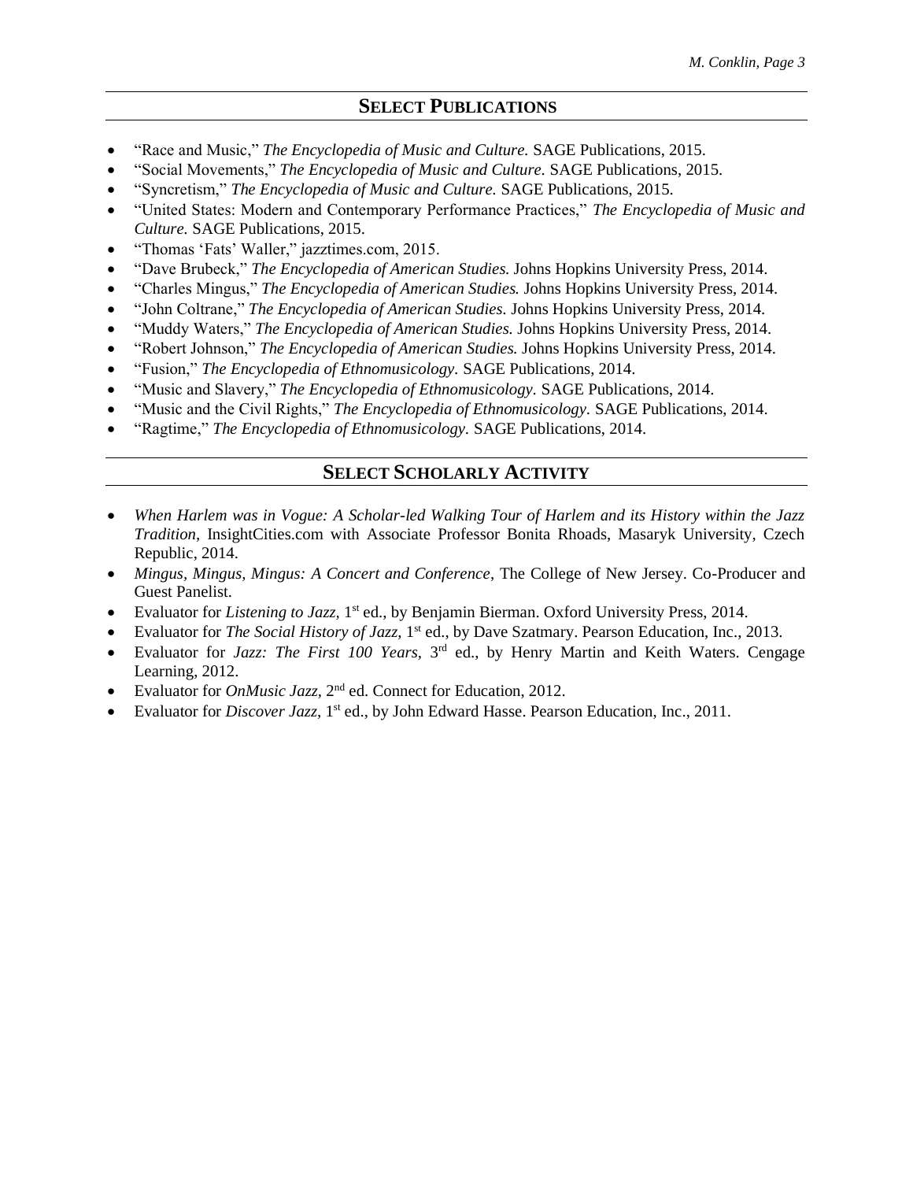## SELECT PUBLICATIONS

- "Race and Music," *The Encyclopedia of Music and Culture.* SAGE Publications, 2015.
- "Social Movements," *The Encyclopedia of Music and Culture.* SAGE Publications, 2015.
- "Syncretism," *The Encyclopedia of Music and Culture.* SAGE Publications, 2015.
- "United States: Modern and Contemporary Performance Practices," *The Encyclopedia of Music and Culture.* SAGE Publications, 2015.
- "Thomas 'Fats' Waller," jazztimes.com, 2015.
- "Dave Brubeck," *The Encyclopedia of American Studies.* Johns Hopkins University Press, 2014.
- "Charles Mingus," *The Encyclopedia of American Studies.* Johns Hopkins University Press, 2014.
- "John Coltrane," *The Encyclopedia of American Studies.* Johns Hopkins University Press, 2014.
- "Muddy Waters," *The Encyclopedia of American Studies.* Johns Hopkins University Press, 2014.
- "Robert Johnson," *The Encyclopedia of American Studies.* Johns Hopkins University Press, 2014.
- "Fusion," *The Encyclopedia of Ethnomusicology.* SAGE Publications, 2014.
- "Music and Slavery," *The Encyclopedia of Ethnomusicology.* SAGE Publications, 2014.
- "Music and the Civil Rights," *The Encyclopedia of Ethnomusicology.* SAGE Publications, 2014.
- "Ragtime," *The Encyclopedia of Ethnomusicology.* SAGE Publications, 2014.

## SELECT SCHOLARLY ACTIVITY

- *When Harlem was in Vogue: A Scholar-led Walking Tour of Harlem and its History within the Jazz Tradition,* InsightCities.com with Associate Professor Bonita Rhoads, Masaryk University, Czech Republic, 2014.
- *Mingus, Mingus, Mingus: A Concert and Conference,* The College of New Jersey. Co-Producer and Guest Panelist.
- Evaluator for *Listening to Jazz,* 1st ed., by Benjamin Bierman. Oxford University Press, 2014.
- Evaluator for *The Social History of Jazz,* 1st ed., by Dave Szatmary. Pearson Education, Inc., 2013.
- Evaluator for *Jazz: The First 100 Years*, 3rd ed., by Henry Martin and Keith Waters. Cengage Learning, 2012.
- Evaluator for *OnMusic Jazz,* 2nd ed. Connect for Education, 2012.
- Evaluator for *Discover Jazz,* 1st ed., by John Edward Hasse. Pearson Education, Inc., 2011.